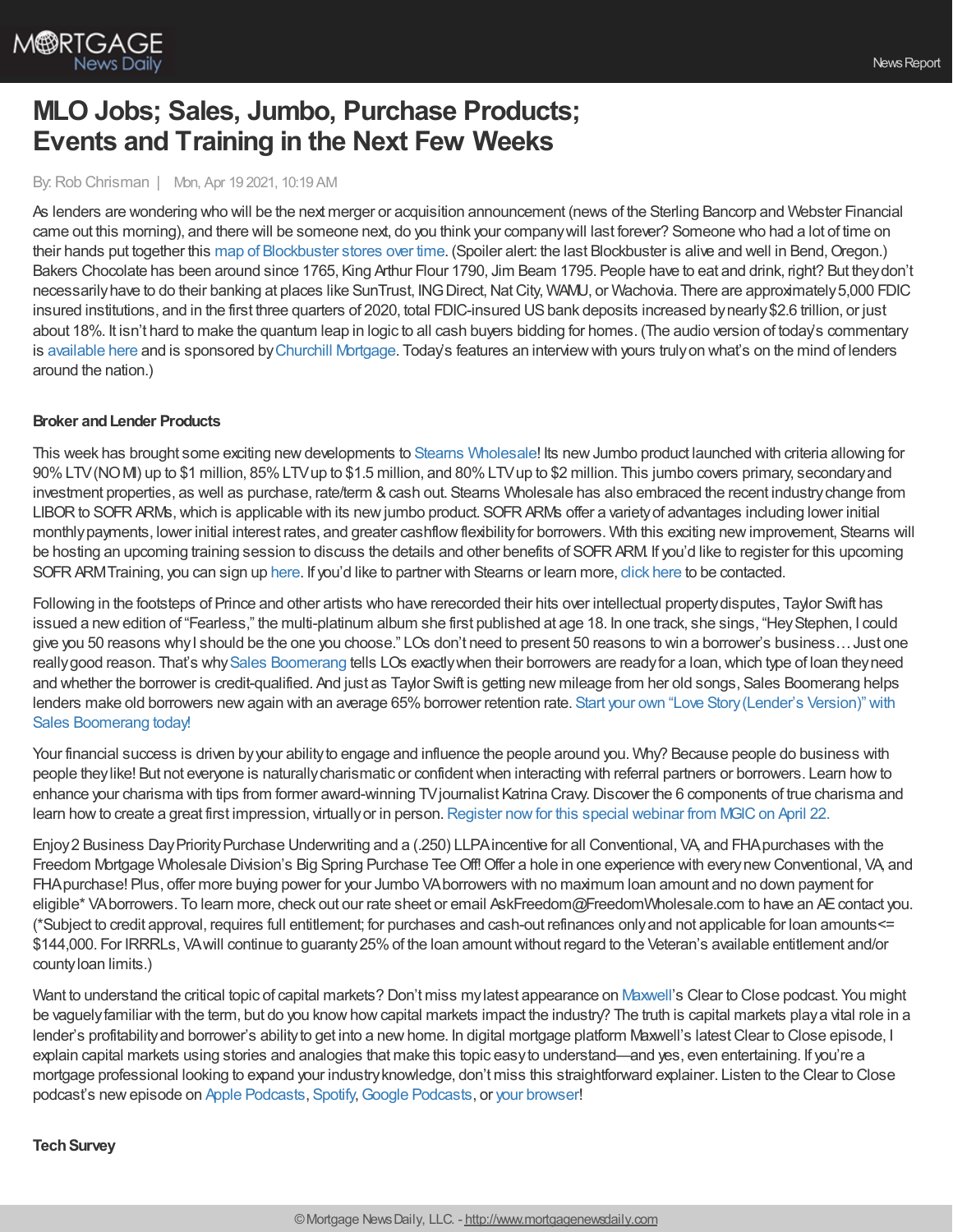# MLO Jobs; Sales, Jumbo, Purchase Products; Events and Training in the Next Few Weeks

By: Rob Chrisman | Mon, Apr 19 2021, 10:19 AM

As lenders are wondering who will be the next merger or acquisition announcement (news of the Sterling Bancorp and Webster Financial came out this morning), and there will be someone next, do you think your company will last forever? Someone who had a lot of time on their hands put together this map of Blockbuster stores over time. (Spoiler alert: the last Blockbuster is alive and well in Bend, Oregon.) Bakers Chocolate has been around since 1765, King Arthur Flour 1790, Jim Beam 1795. People have to eat and drink, right? But they don't necessarily have to do their banking at places like SunTrust, ING Direct, Nat City, WAMU, or Wachovia. There are approximately 5,000 FDIC insured institutions, and in the first three quarters of 2020, total FDIC-insured US bank deposits increased by nearly $2.6 trillion, or just about 18%. It isn't hard to make the quantum leap in logic to all cash buyers bidding for homes. (The audio version of today's commentary is available here and is sponsored by Churchill Mortgage. Today's features an interview with yours truly on what's on the mind of lenders around the nation.)

### Broker and Lender Products

This week has brought some exciting new developments to Stearns Wholesale! Its new Jumbo product launched with criteria allowing for 90% LTV (NO MI) up to $1 million, 85% LTV up to $1.5 million, and 80% LTV up to $2 million. This jumbo covers primary, secondary and investment properties, as well as purchase, rate/term & cash out. Stearns Wholesale has also embraced the recent industry change from LIBOR to SOFR ARMs, which is applicable with its new jumbo product. SOFR ARMs offer a variety of advantages including lower initial monthly payments, lower initial interest rates, and greater cashflow flexibility for borrowers. With this exciting new improvement, Stearns will be hosting an upcoming training session to discuss the details and other benefits of SOFR ARM. If you'd like to register for this upcoming SOFR ARM Training, you can sign up here. If you'd like to partner with Stearns or learn more, click here to be contacted.

Following in the footsteps of Prince and other artists who have rerecorded their hits over intellectual property disputes, Taylor Swift has issued a new edition of "Fearless," the multi-platinum album she first published at age 18. In one track, she sings, "Hey Stephen, I could give you 50 reasons why I should be the one you choose." LOs don't need to present 50 reasons to win a borrower's business… Just one really good reason. That's why Sales Boomerang tells LOs exactly when their borrowers are ready for a loan, which type of loan they need and whether the borrower is credit-qualified. And just as Taylor Swift is getting new mileage from her old songs, Sales Boomerang helps lenders make old borrowers new again with an average 65% borrower retention rate. Start your own "Love Story (Lender's Version)" with Sales Boomerang today!

Your financial success is driven by your ability to engage and influence the people around you. Why? Because people do business with people they like! But not everyone is naturally charismatic or confident when interacting with referral partners or borrowers. Learn how to enhance your charisma with tips from former award-winning TV journalist Katrina Cravy. Discover the 6 components of true charisma and learn how to create a great first impression, virtually or in person. Register now for this special webinar from MGIC on April 22.

Enjoy 2 Business Day Priority Purchase Underwriting and a (.250) LLPA incentive for all Conventional, VA, and FHA purchases with the Freedom Mortgage Wholesale Division's Big Spring Purchase Tee Off! Offer a hole in one experience with every new Conventional, VA, and FHA purchase! Plus, offer more buying power for your Jumbo VA borrowers with no maximum loan amount and no down payment for eligible* VA borrowers. To learn more, check out our rate sheet or email AskFreedom@FreedomWholesale.com to have an AE contact you. (*Subject to credit approval, requires full entitlement; for purchases and cash-out refinances only and not applicable for loan amounts<= $144,000. For IRRRLs, VA will continue to guaranty 25% of the loan amount without regard to the Veteran's available entitlement and/or county loan limits.)

Want to understand the critical topic of capital markets? Don't miss my latest appearance on Maxwell's Clear to Close podcast. You might be vaguely familiar with the term, but do you know how capital markets impact the industry? The truth is capital markets play a vital role in a lender's profitability and borrower's ability to get into a new home. In digital mortgage platform Maxwell's latest Clear to Close episode, I explain capital markets using stories and analogies that make this topic easy to understand—and yes, even entertaining. If you're a mortgage professional looking to expand your industry knowledge, don't miss this straightforward explainer. Listen to the Clear to Close podcast's new episode on Apple Podcasts, Spotify, Google Podcasts, or your browser!

### Tech Survey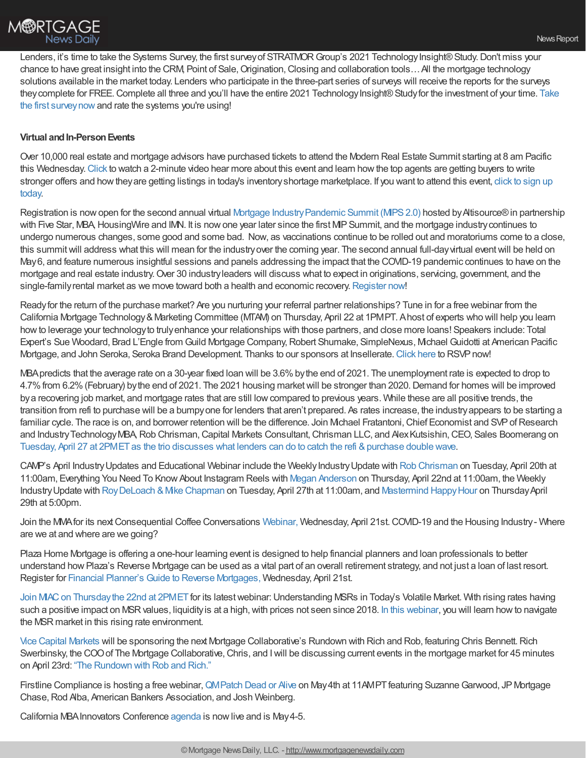Lenders, it's time to take the Systems Survey, the first survey of STRATMOR Group's 2021 Technology Insight® Study. Don't miss your chance to have great insight into the CRM, Point of Sale, Origination, Closing and collaboration tools… All the mortgage technology solutions available in the market today. Lenders who participate in the three-part series of surveys will receive the reports for the surveys they complete for FREE. Complete all three and you'll have the entire 2021 Technology Insight® Study for the investment of your time. Take the first survey now and rate the systems you're using!

**Virtual and In-Person Events**

Over 10,000 real estate and mortgage advisors have purchased tickets to attend the Modern Real Estate Summit starting at 8 am Pacific this Wednesday. Click to watch a 2-minute video hear more about this event and learn how the top agents are getting buyers to write stronger offers and how they are getting listings in todays inventory shortage marketplace. If you want to attend this event, click to sign up today.

Registration is now open for the second annual virtual Mortgage Industry Pandemic Summit (MIPS 2.0) hosted by Altisource® in partnership with Five Star, MBA, HousingWire and IMN. It is now one year later since the first MIP Summit, and the mortgage industry continues to undergo numerous changes, some good and some bad. Now, as vaccinations continue to be rolled out and moratoriums come to a close, this summit will address what this will mean for the industry over the coming year. The second annual full-day virtual event will be held on May 6, and feature numerous insightful sessions and panels addressing the impact that the COVID-19 pandemic continues to have on the mortgage and real estate industry. Over 30 industry leaders will discuss what to expect in originations, servicing, government, and the single-family rental market as we move toward both a health and economic recovery. Register now!

Ready for the return of the purchase market? Are you nurturing your referral partner relationships? Tune in for a free webinar from the California Mortgage Technology & Marketing Committee (MTAM) on Thursday, April 22 at 1PM PT. A host of experts who will help you learn how to leverage your technology to truly enhance your relationships with those partners, and close more loans! Speakers include: Total Expert's Sue Woodard, Brad L'Engle from Guild Mortgage Company, Robert Shumake, SimpleNexus, Michael Guidotti at American Pacific Mortgage, and John Seroka, Seroka Brand Development. Thanks to our sponsors at Insellerate. Click here to RSVP now!

MBA predicts that the average rate on a 30-year fixed loan will be 3.6% by the end of 2021. The unemployment rate is expected to drop to 4.7% from 6.2% (February) by the end of 2021. The 2021 housing market will be stronger than 2020. Demand for homes will be improved by a recovering job market, and mortgage rates that are still low compared to previous years. While these are all positive trends, the transition from refi to purchase will be a bumpy one for lenders that aren't prepared. As rates increase, the industry appears to be starting a familiar cycle. The race is on, and borrower retention will be the difference. Join Michael Fratantoni, Chief Economist and SVP of Research and Industry Technology MBA, Rob Chrisman, Capital Markets Consultant, Chrisman LLC, and Alex Kutsishin, CEO, Sales Boomerang on Tuesday, April 27 at 2PM ET as the trio discusses what lenders can do to catch the refi & purchase double wave.

CAMP's April Industry Updates and Educational Webinar include the Weekly Industry Update with Rob Chrisman on Tuesday, April 20th at 11:00am, Everything You Need To Know About Instagram Reels with Megan Anderson on Thursday, April 22nd at 11:00am, the Weekly Industry Update with Roy DeLoach & Mike Chapman on Tuesday, April 27th at 11:00am, and Mastermind Happy Hour on Thursday April 29th at 5:00pm.

Join the MMA for its next Consequential Coffee Conversations Webinar, Wednesday, April 21st. COVID-19 and the Housing Industry - Where are we at and where are we going?

Plaza Home Mortgage is offering a one-hour learning event is designed to help financial planners and loan professionals to better understand how Plaza's Reverse Mortgage can be used as a vital part of an overall retirement strategy, and not just a loan of last resort. Register for Financial Planner's Guide to Reverse Mortgages, Wednesday, April 21st.

Join MIAC on Thursday the 22nd at 2PM ET for its latest webinar: Understanding MSRs in Today's Volatile Market. With rising rates having such a positive impact on MSR values, liquidity is at a high, with prices not seen since 2018. In this webinar, you will learn how to navigate the MSR market in this rising rate environment.

Vice Capital Markets will be sponsoring the next Mortgage Collaborative's Rundown with Rich and Rob, featuring Chris Bennett. Rich Swerbinsky, the COO of The Mortgage Collaborative, Chris, and I will be discussing current events in the mortgage market for 45 minutes on April 23rd: "The Rundown with Rob and Rich."

Firstline Compliance is hosting a free webinar, QM Patch Dead or Alive on May 4th at 11AM PT featuring Suzanne Garwood, JP Mortgage Chase, Rod Alba, American Bankers Association, and Josh Weinberg.

California MBA Innovators Conference agenda is now live and is May 4-5.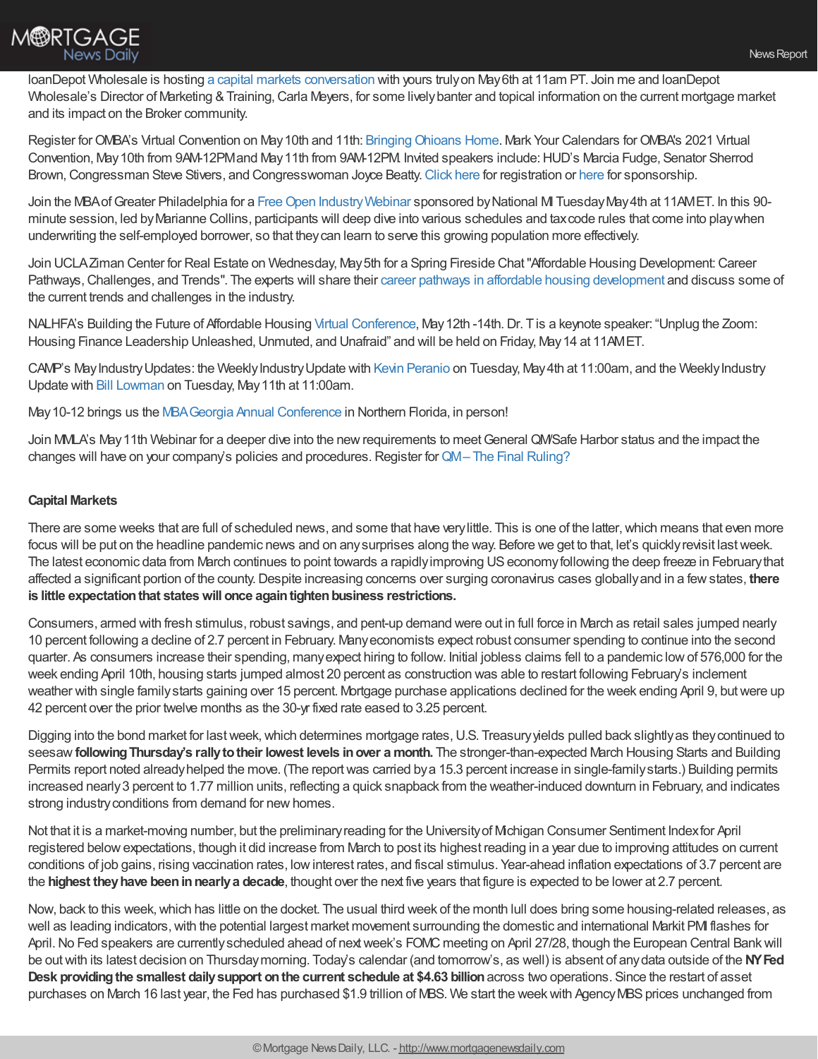loanDepot Wholesale is hosting a capital markets conversation with yours truly on May 6th at 11am PT. Join me and loanDepot Wholesale's Director of Marketing & Training, Carla Meyers, for some lively banter and topical information on the current mortgage market and its impact on the Broker community.

Register for OMBA's Virtual Convention on May 10th and 11th: Bringing Ohioans Home. Mark Your Calendars for OMBA's 2021 Virtual Convention, May 10th from 9AM-12PM and May 11th from 9AM-12PM. Invited speakers include: HUD's Marcia Fudge, Senator Sherrod Brown, Congressman Steve Stivers, and Congresswoman Joyce Beatty. Click here for registration or here for sponsorship.

Join the MBA of Greater Philadelphia for a Free Open Industry Webinar sponsored by National MI Tuesday May 4th at 11AM ET. In this 90-minute session, led by Marianne Collins, participants will deep dive into various schedules and tax code rules that come into play when underwriting the self-employed borrower, so that they can learn to serve this growing population more effectively.

Join UCLA Ziman Center for Real Estate on Wednesday, May 5th for a Spring Fireside Chat "Affordable Housing Development: Career Pathways, Challenges, and Trends". The experts will share their career pathways in affordable housing development and discuss some of the current trends and challenges in the industry.

NALHFA's Building the Future of Affordable Housing Virtual Conference, May 12th -14th. Dr. T is a keynote speaker: "Unplug the Zoom: Housing Finance Leadership Unleashed, Unmuted, and Unafraid" and will be held on Friday, May 14 at 11AM ET.

CAMP's May Industry Updates: the Weekly Industry Update with Kevin Peranio on Tuesday, May 4th at 11:00am, and the Weekly Industry Update with Bill Lowman on Tuesday, May 11th at 11:00am.

May 10-12 brings us the MBA Georgia Annual Conference in Northern Florida, in person!

Join MMLA's May 11th Webinar for a deeper dive into the new requirements to meet General QM/Safe Harbor status and the impact the changes will have on your company's policies and procedures. Register for QM – The Final Ruling?

**Capital Markets**

There are some weeks that are full of scheduled news, and some that have very little. This is one of the latter, which means that even more focus will be put on the headline pandemic news and on any surprises along the way. Before we get to that, let's quickly revisit last week. The latest economic data from March continues to point towards a rapidly improving US economy following the deep freeze in February that affected a significant portion of the county. Despite increasing concerns over surging coronavirus cases globally and in a few states, **there is little expectation that states will once again tighten business restrictions.**

Consumers, armed with fresh stimulus, robust savings, and pent-up demand were out in full force in March as retail sales jumped nearly 10 percent following a decline of 2.7 percent in February. Many economists expect robust consumer spending to continue into the second quarter. As consumers increase their spending, many expect hiring to follow. Initial jobless claims fell to a pandemic low of 576,000 for the week ending April 10th, housing starts jumped almost 20 percent as construction was able to restart following February's inclement weather with single family starts gaining over 15 percent. Mortgage purchase applications declined for the week ending April 9, but were up 42 percent over the prior twelve months as the 30-yr fixed rate eased to 3.25 percent.

Digging into the bond market for last week, which determines mortgage rates, U.S. Treasury yields pulled back slightly as they continued to seesaw **following Thursday's rally to their lowest levels in over a month.** The stronger-than-expected March Housing Starts and Building Permits report noted already helped the move. (The report was carried by a 15.3 percent increase in single-family starts.) Building permits increased nearly 3 percent to 1.77 million units, reflecting a quick snapback from the weather-induced downturn in February, and indicates strong industry conditions from demand for new homes.

Not that it is a market-moving number, but the preliminary reading for the University of Michigan Consumer Sentiment Index for April registered below expectations, though it did increase from March to post its highest reading in a year due to improving attitudes on current conditions of job gains, rising vaccination rates, low interest rates, and fiscal stimulus. Year-ahead inflation expectations of 3.7 percent are the **highest they have been in nearly a decade**, thought over the next five years that figure is expected to be lower at 2.7 percent.

Now, back to this week, which has little on the docket. The usual third week of the month lull does bring some housing-related releases, as well as leading indicators, with the potential largest market movement surrounding the domestic and international Markit PMI flashes for April. No Fed speakers are currently scheduled ahead of next week's FOMC meeting on April 27/28, though the European Central Bank will be out with its latest decision on Thursday morning. Today's calendar (and tomorrow's, as well) is absent of any data outside of the **NY Fed Desk providing the smallest daily support on the current schedule at $4.63 billion** across two operations. Since the restart of asset purchases on March 16 last year, the Fed has purchased $1.9 trillion of MBS. We start the week with Agency MBS prices unchanged from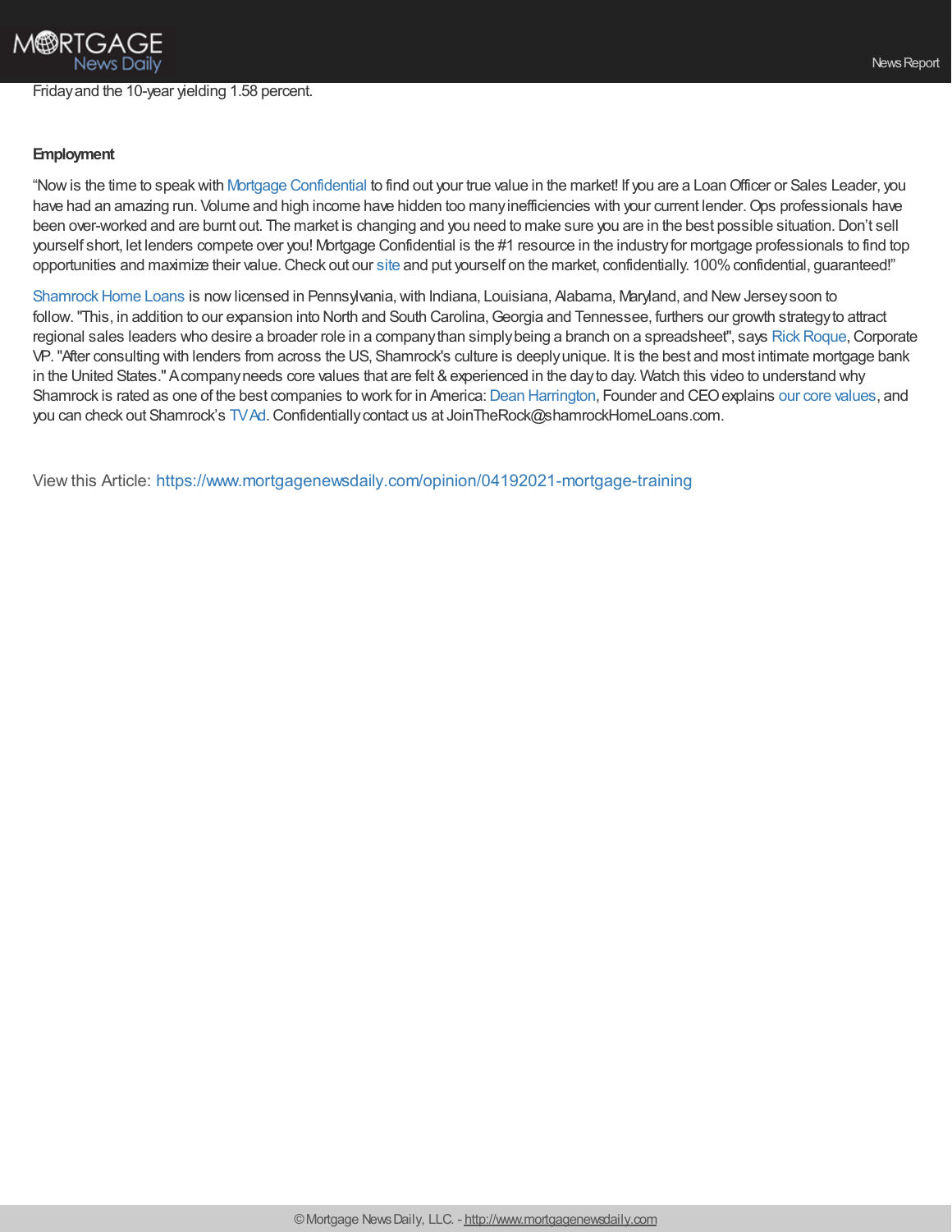Friday and the 10-year yielding 1.58 percent.

**Employment**

“Now is the time to speak with Mortgage Confidential to find out your true value in the market! If you are a Loan Officer or Sales Leader, you have had an amazing run. Volume and high income have hidden too many inefficiencies with your current lender. Ops professionals have been over-worked and are burnt out. The market is changing and you need to make sure you are in the best possible situation. Don’t sell yourself short, let lenders compete over you! Mortgage Confidential is the #1 resource in the industry for mortgage professionals to find top opportunities and maximize their value. Check out our site and put yourself on the market, confidentially. 100% confidential, guaranteed!”

Shamrock Home Loans is now licensed in Pennsylvania, with Indiana, Louisiana, Alabama, Maryland, and New Jersey soon to follow. "This, in addition to our expansion into North and South Carolina, Georgia and Tennessee, furthers our growth strategy to attract regional sales leaders who desire a broader role in a company than simply being a branch on a spreadsheet", says Rick Roque, Corporate VP. "After consulting with lenders from across the US, Shamrock's culture is deeply unique. It is the best and most intimate mortgage bank in the United States." A company needs core values that are felt & experienced in the day to day. Watch this video to understand why Shamrock is rated as one of the best companies to work for in America: Dean Harrington, Founder and CEO explains our core values, and you can check out Shamrock’s TV Ad. Confidentially contact us at JoinTheRock@shamrockHomeLoans.com.

View this Article: https://www.mortgagenewsdaily.com/opinion/04192021-mortgage-training